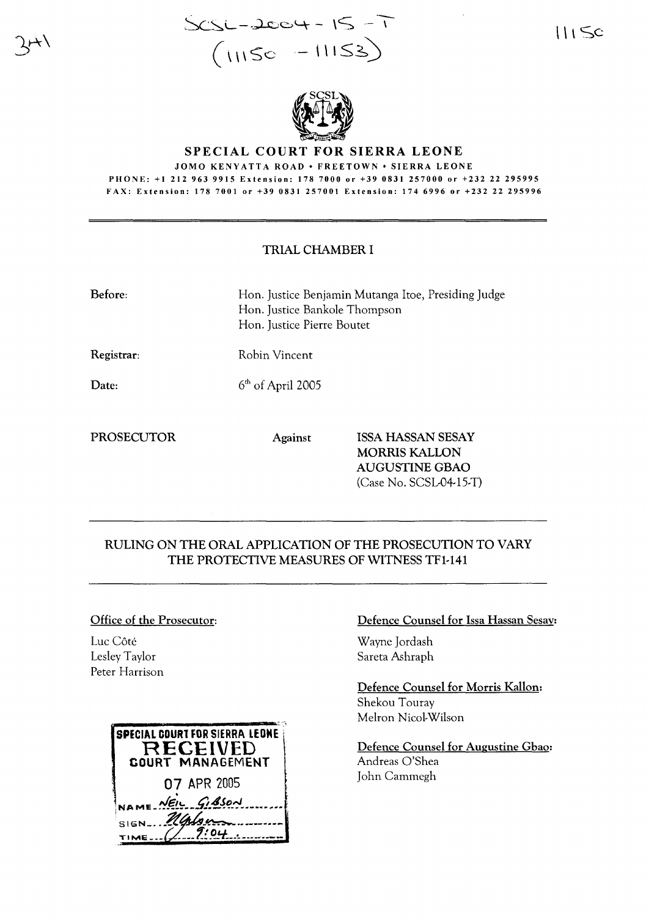SCSL-2004-15-T
(11150 - 11153)

11150

# SPECIAL COURT FOR SIERRA LEONE

JOMO KENYATTA ROAD • FREETOWN • SIERRA LEONE

PHONE: +1 212 963 9915 Extension: 178 7000 or +39 0831 257000 or +232 22 295995

FAX: Extension: 178 7001 or +39 0831 257001 Extension: 174 6996 or +232 22 295996

## TRIAL CHAMBER I

**Before:** Hon. Justice Benjamin Mutanga Itoe, Presiding Judge
Hon. Justice Bankole Thompson
Hon. Justice Pierre Boutet

**Registrar:** Robin Vincent

**Date:** 6th of April 2005

PROSECUTOR Against ISSA HASSAN SESAY
MORRIS KALLON
AUGUSTINE GBAO
(Case No. SCSL-04-15-T)

## RULING ON THE ORAL APPLICATION OF THE PROSECUTION TO VARY THE PROTECTIVE MEASURES OF WITNESS TF1-141

**Office of the Prosecutor:**

Luc Côté
Lesley Taylor
Peter Harrison

**Defence Counsel for Issa Hassan Sesay:**

Wayne Jordash
Sareta Ashraph

**Defence Counsel for Morris Kallon:**

Shekou Touray
Melron Nicol-Wilson

**Defence Counsel for Augustine Gbao:**

Andreas O'Shea
John Cammegh

SPECIAL COURT FOR SIERRA LEONE
RECEIVED
COURT MANAGEMENT
07 APR 2005
NAME NEIL GIBSON
SIGN
TIME 9:04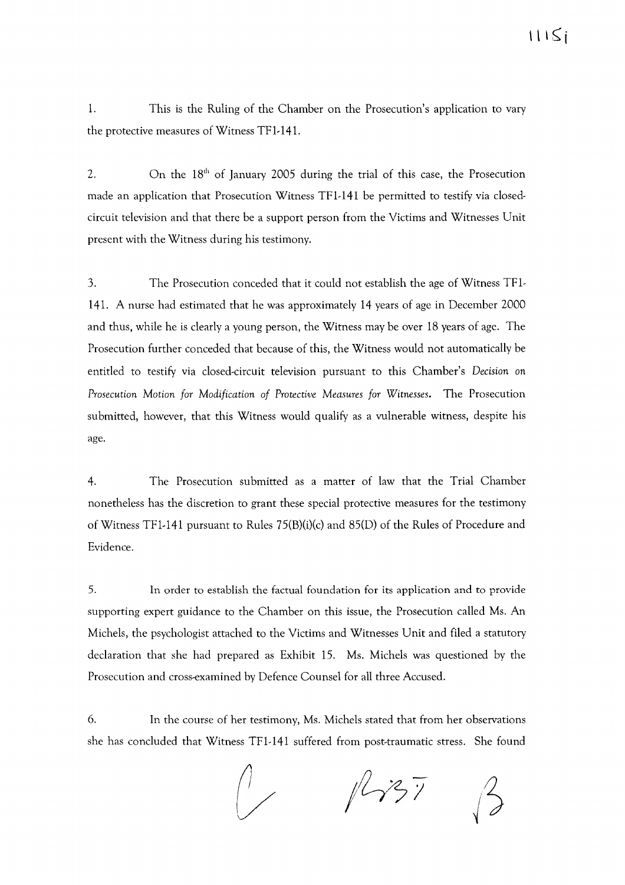1. This is the Ruling of the Chamber on the Prosecution's application to vary the protective measures of Witness TF1-141.

2. On the 18th of January 2005 during the trial of this case, the Prosecution made an application that Prosecution Witness TF1-141 be permitted to testify via closed-circuit television and that there be a support person from the Victims and Witnesses Unit present with the Witness during his testimony.

3. The Prosecution conceded that it could not establish the age of Witness TF1-141. A nurse had estimated that he was approximately 14 years of age in December 2000 and thus, while he is clearly a young person, the Witness may be over 18 years of age. The Prosecution further conceded that because of this, the Witness would not automatically be entitled to testify via closed-circuit television pursuant to this Chamber's *Decision on Prosecution Motion for Modification of Protective Measures for Witnesses*. The Prosecution submitted, however, that this Witness would qualify as a vulnerable witness, despite his age.

4. The Prosecution submitted as a matter of law that the Trial Chamber nonetheless has the discretion to grant these special protective measures for the testimony of Witness TF1-141 pursuant to Rules 75(B)(i)(c) and 85(D) of the Rules of Procedure and Evidence.

5. In order to establish the factual foundation for its application and to provide supporting expert guidance to the Chamber on this issue, the Prosecution called Ms. An Michels, the psychologist attached to the Victims and Witnesses Unit and filed a statutory declaration that she had prepared as Exhibit 15. Ms. Michels was questioned by the Prosecution and cross-examined by Defence Counsel for all three Accused.

6. In the course of her testimony, Ms. Michels stated that from her observations she has concluded that Witness TF1-141 suffered from post-traumatic stress. She found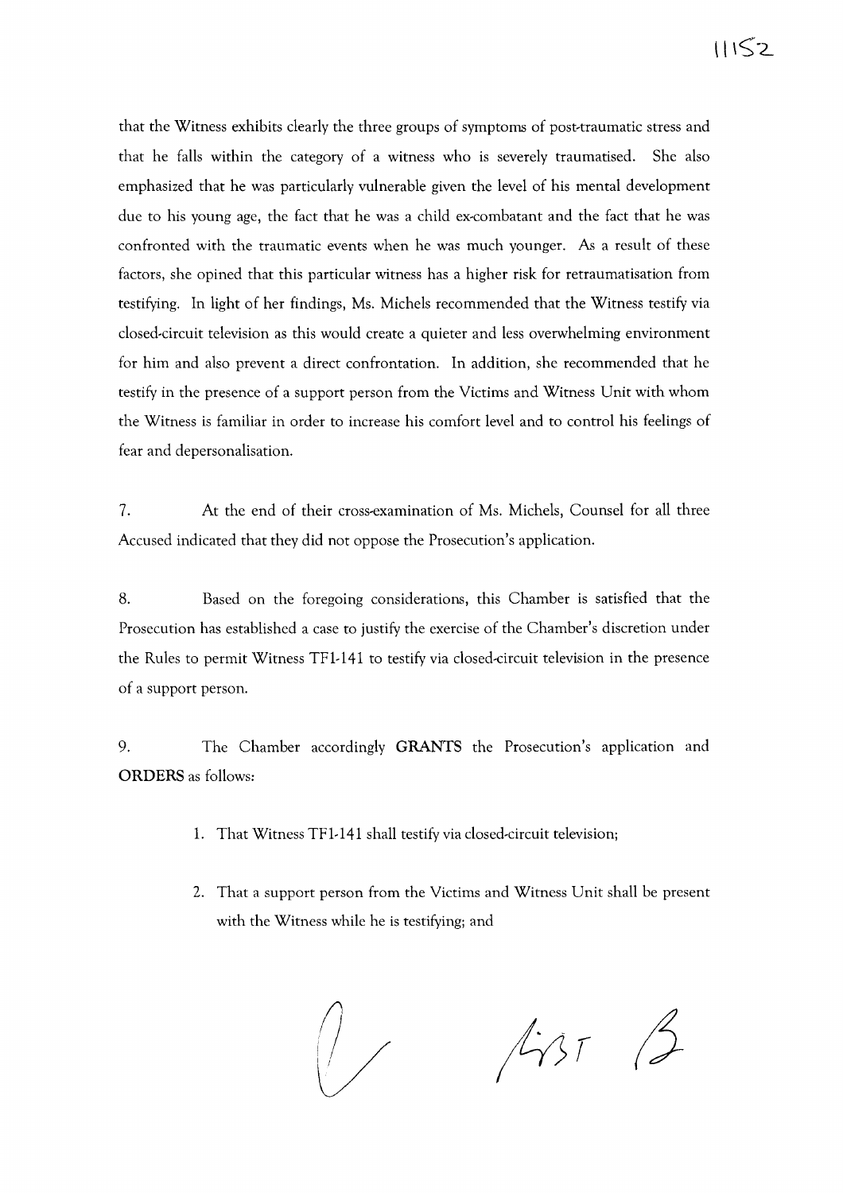that the Witness exhibits clearly the three groups of symptoms of post-traumatic stress and that he falls within the category of a witness who is severely traumatised. She also emphasized that he was particularly vulnerable given the level of his mental development due to his young age, the fact that he was a child ex-combatant and the fact that he was confronted with the traumatic events when he was much younger. As a result of these factors, she opined that this particular witness has a higher risk for retraumatisation from testifying. In light of her findings, Ms. Michels recommended that the Witness testify via closed-circuit television as this would create a quieter and less overwhelming environment for him and also prevent a direct confrontation. In addition, she recommended that he testify in the presence of a support person from the Victims and Witness Unit with whom the Witness is familiar in order to increase his comfort level and to control his feelings of fear and depersonalisation.

7. At the end of their cross-examination of Ms. Michels, Counsel for all three Accused indicated that they did not oppose the Prosecution's application.

8. Based on the foregoing considerations, this Chamber is satisfied that the Prosecution has established a case to justify the exercise of the Chamber's discretion under the Rules to permit Witness TF1-141 to testify via closed-circuit television in the presence of a support person.

9. The Chamber accordingly **GRANTS** the Prosecution's application and **ORDERS** as follows:

1. That Witness TF1-141 shall testify via closed-circuit television;

2. That a support person from the Victims and Witness Unit shall be present with the Witness while he is testifying; and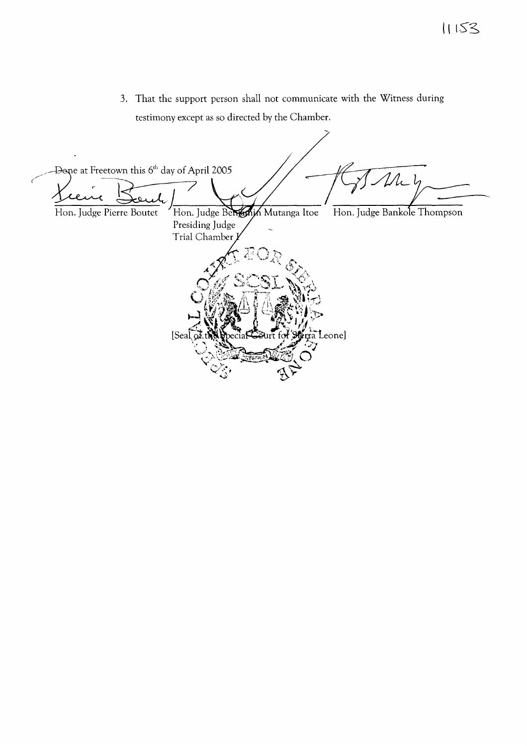3. That the support person shall not communicate with the Witness during testimony except as so directed by the Chamber.

Done at Freetown this 6th day of April 2005

| | | |
|---|---|---|
| Hon. Judge Pierre Boutet | Hon. Judge Benjamin Mutanga Itoe<br>Presiding Judge<br>Trial Chamber I | Hon. Judge Bankole Thompson |

[Seal of the Special Court for Sierra Leone]